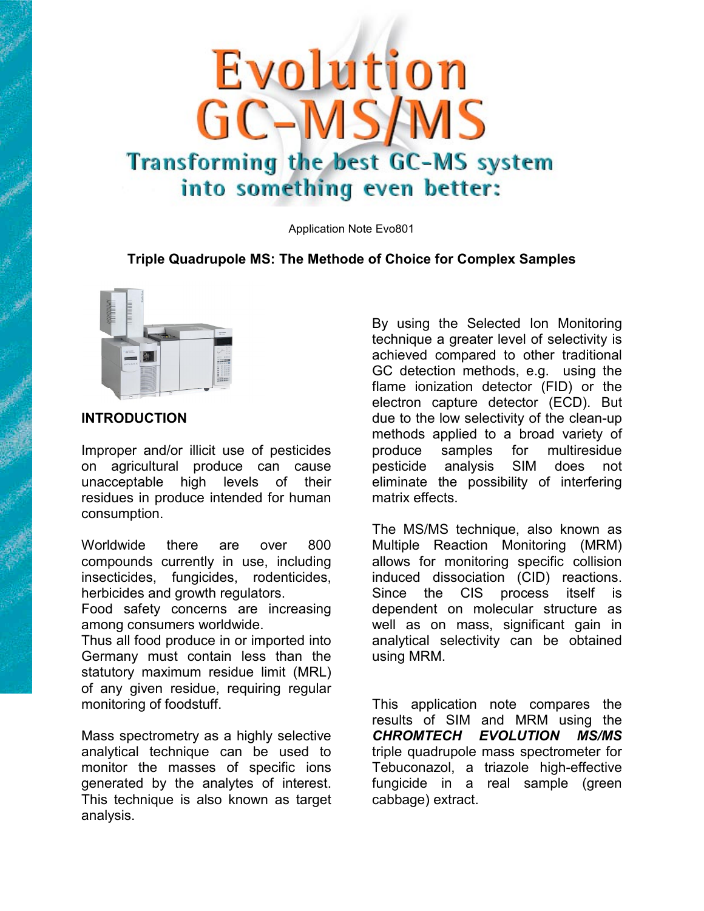# Evolution GC-MS/MS

## Transforming the best GC-MS system into something even better:

Application Note Evo801

**Triple Quadrupole MS: The Methode of Choice for Complex Samples**

**INTRODUCTION**

Improper and/or illicit use of pesticides on agricultural produce can cause unacceptable high levels of their residues in produce intended for human consumption.

Worldwide there are over 800 compounds currently in use, including insecticides, fungicides, rodenticides, herbicides and growth regulators.
Food safety concerns are increasing among consumers worldwide.
Thus all food produce in or imported into Germany must contain less than the statutory maximum residue limit (MRL) of any given residue, requiring regular monitoring of foodstuff.

Mass spectrometry as a highly selective analytical technique can be used to monitor the masses of specific ions generated by the analytes of interest. This technique is also known as target analysis.

By using the Selected Ion Monitoring technique a greater level of selectivity is achieved compared to other traditional GC detection methods, e.g. using the flame ionization detector (FID) or the electron capture detector (ECD). But due to the low selectivity of the clean-up methods applied to a broad variety of produce samples for multiresidue pesticide analysis SIM does not eliminate the possibility of interfering matrix effects.

The MS/MS technique, also known as Multiple Reaction Monitoring (MRM) allows for monitoring specific collision induced dissociation (CID) reactions. Since the CIS process itself is dependent on molecular structure as well as on mass, significant gain in analytical selectivity can be obtained using MRM.

This application note compares the results of SIM and MRM using the ***CHROMTECH EVOLUTION MS/MS*** triple quadrupole mass spectrometer for Tebuconazol, a triazole high-effective fungicide in a real sample (green cabbage) extract.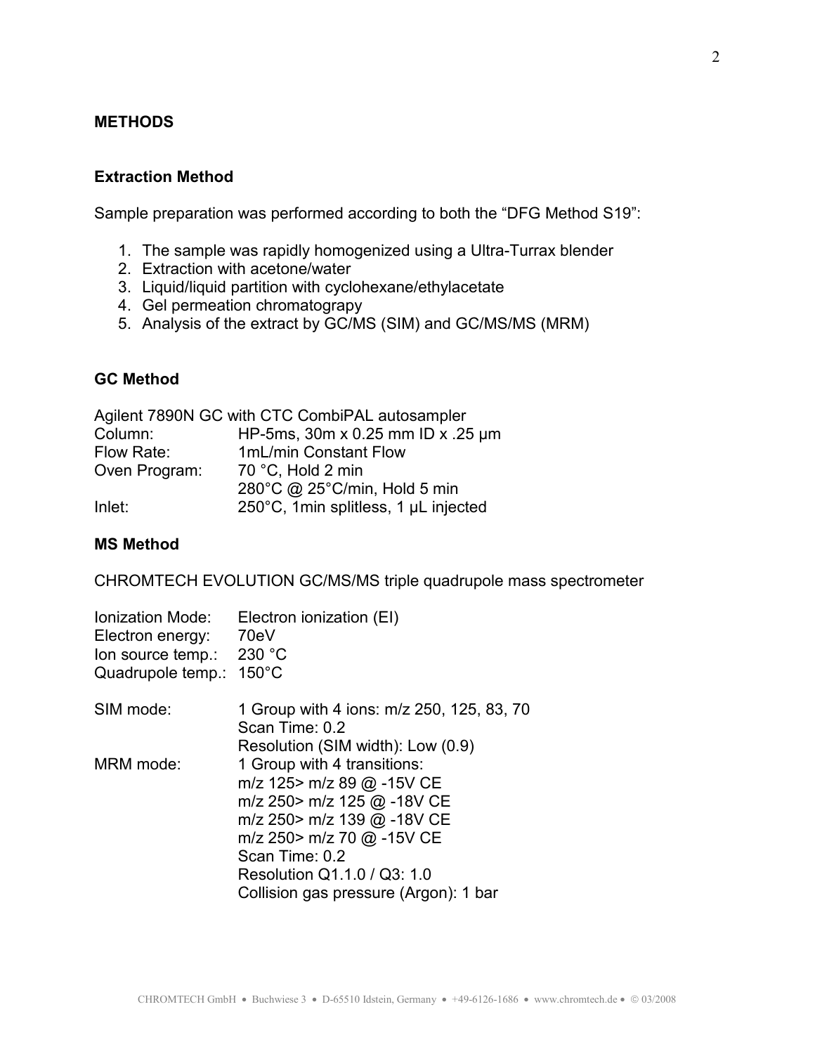## METHODS

### Extraction Method

Sample preparation was performed according to both the "DFG Method S19":

1. The sample was rapidly homogenized using a Ultra-Turrax blender
2. Extraction with acetone/water
3. Liquid/liquid partition with cyclohexane/ethylacetate
4. Gel permeation chromatograpy
5. Analysis of the extract by GC/MS (SIM) and GC/MS/MS (MRM)

### GC Method

Agilent 7890N GC with CTC CombiPAL autosampler

| | |
|---|---|
| Column: | HP-5ms, 30m x 0.25 mm ID x .25 µm |
| Flow Rate: | 1mL/min Constant Flow |
| Oven Program: | 70 °C, Hold 2 min |
| | 280°C @ 25°C/min, Hold 5 min |
| Inlet: | 250°C, 1min splitless, 1 µL injected |

### MS Method

CHROMTECH EVOLUTION GC/MS/MS triple quadrupole mass spectrometer

| | |
|---|---|
| Ionization Mode: | Electron ionization (EI) |
| Electron energy: | 70eV |
| Ion source temp.: | 230 °C |
| Quadrupole temp.: | 150°C |

| | |
|---|---|
| SIM mode: | 1 Group with 4 ions: m/z 250, 125, 83, 70 |
| | Scan Time: 0.2 |
| | Resolution (SIM width): Low (0.9) |
| MRM mode: | 1 Group with 4 transitions: |
| | m/z 125> m/z 89 @ -15V CE |
| | m/z 250> m/z 125 @ -18V CE |
| | m/z 250> m/z 139 @ -18V CE |
| | m/z 250> m/z 70 @ -15V CE |
| | Scan Time: 0.2 |
| | Resolution Q1.1.0 / Q3: 1.0 |
| | Collision gas pressure (Argon): 1 bar |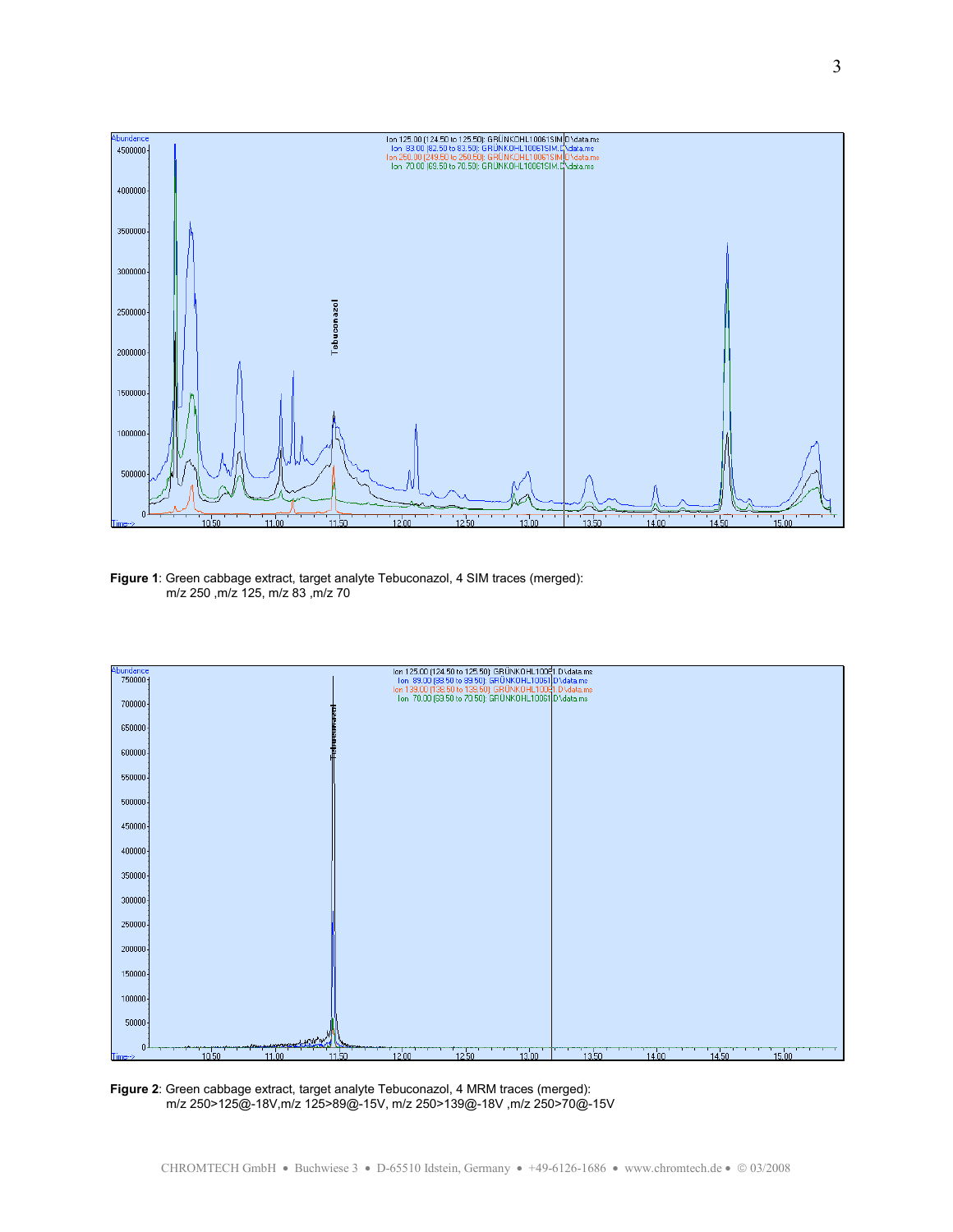Abundance

4500000

4000000

3500000

3000000

2500000

2000000

1500000

1000000

500000

0

Time-->

10.50 11.00 11.50 12.00 12.50 13.00 13.50 14.00 14.50 15.00

Ion 125.00 (124.50 to 125.50): GRÜNKOHL10061SIM.D\data.ms
Ion 83.00 (82.50 to 83.50): GRÜNKOHL10061SIM.D\data.ms
Ion 250.00 (249.50 to 250.50): GRÜNKOHL10061SIM.D\data.ms
Ion 70.00 (69.50 to 70.50): GRÜNKOHL10061SIM.D\data.ms

Tebuconazol

**Figure 1**: Green cabbage extract, target analyte Tebuconazol, 4 SIM traces (merged):
m/z 250 ,m/z 125, m/z 83 ,m/z 70

Abundance

750000

700000

650000

600000

550000

500000

450000

400000

350000

300000

250000

200000

150000

100000

50000

0

Time-->

10.50 11.00 11.50 12.00 12.50 13.00 13.50 14.00 14.50 15.00

Ion 125.00 (124.50 to 125.50): GRÜNKOHL10061.D\data.ms
Ion 89.00 (88.50 to 89.50): GRÜNKOHL10061.D\data.ms
Ion 139.00 (138.50 to 139.50): GRÜNKOHL10061.D\data.ms
Ion 70.00 (69.50 to 70.50): GRÜNKOHL10061.D\data.ms

Tebuconazol

**Figure 2**: Green cabbage extract, target analyte Tebuconazol, 4 MRM traces (merged):
m/z 250>125@-18V,m/z 125>89@-15V, m/z 250>139@-18V ,m/z 250>70@-15V

CHROMTECH GmbH • Buchwiese 3 • D-65510 Idstein, Germany • +49-6126-1686 • www.chromtech.de • © 03/2008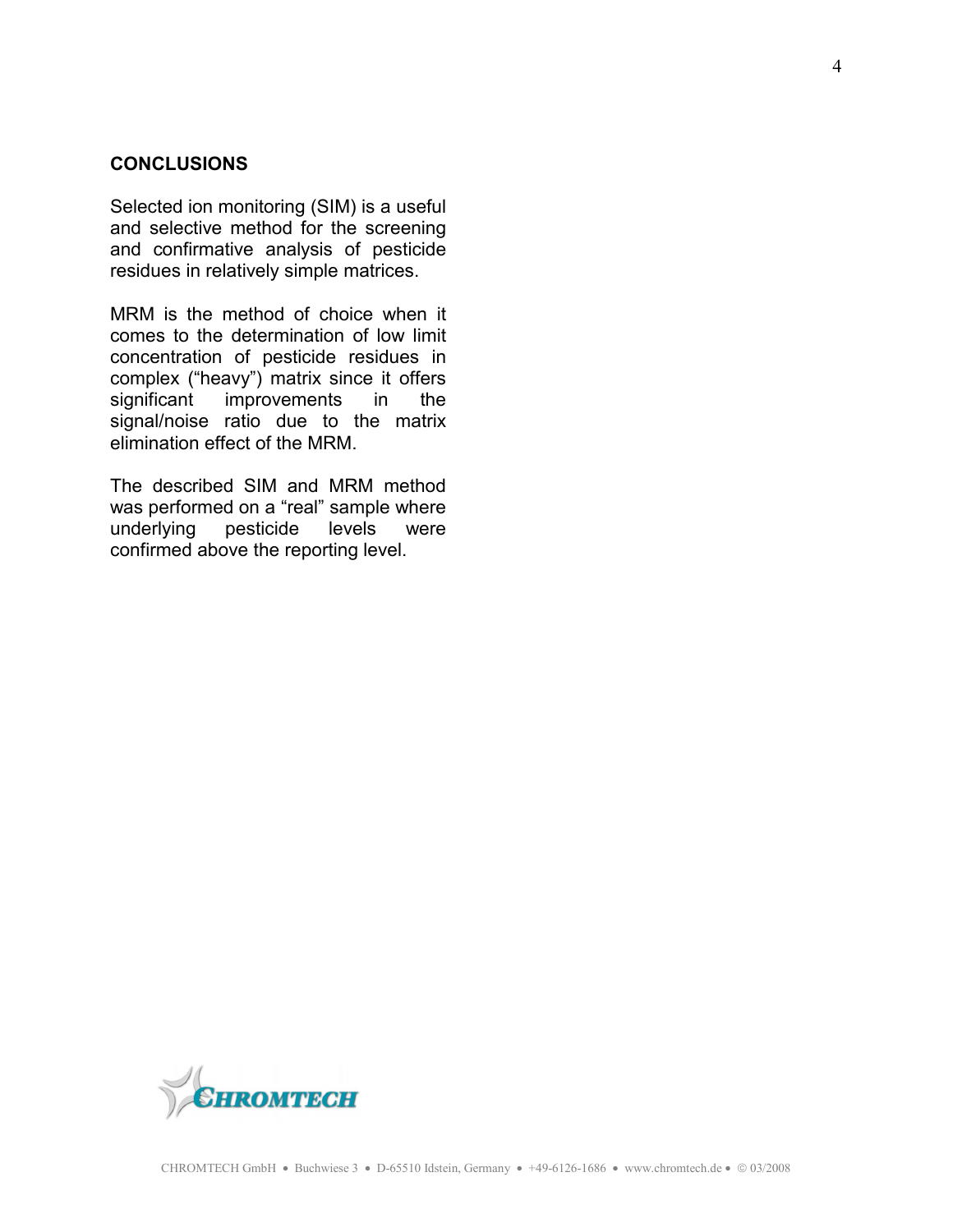## CONCLUSIONS

Selected ion monitoring (SIM) is a useful and selective method for the screening and confirmative analysis of pesticide residues in relatively simple matrices.

MRM is the method of choice when it comes to the determination of low limit concentration of pesticide residues in complex ("heavy") matrix since it offers significant improvements in the signal/noise ratio due to the matrix elimination effect of the MRM.

The described SIM and MRM method was performed on a "real" sample where underlying pesticide levels were confirmed above the reporting level.

CHROMTECH GmbH • Buchwiese 3 • D-65510 Idstein, Germany • +49-6126-1686 • www.chromtech.de • © 03/2008